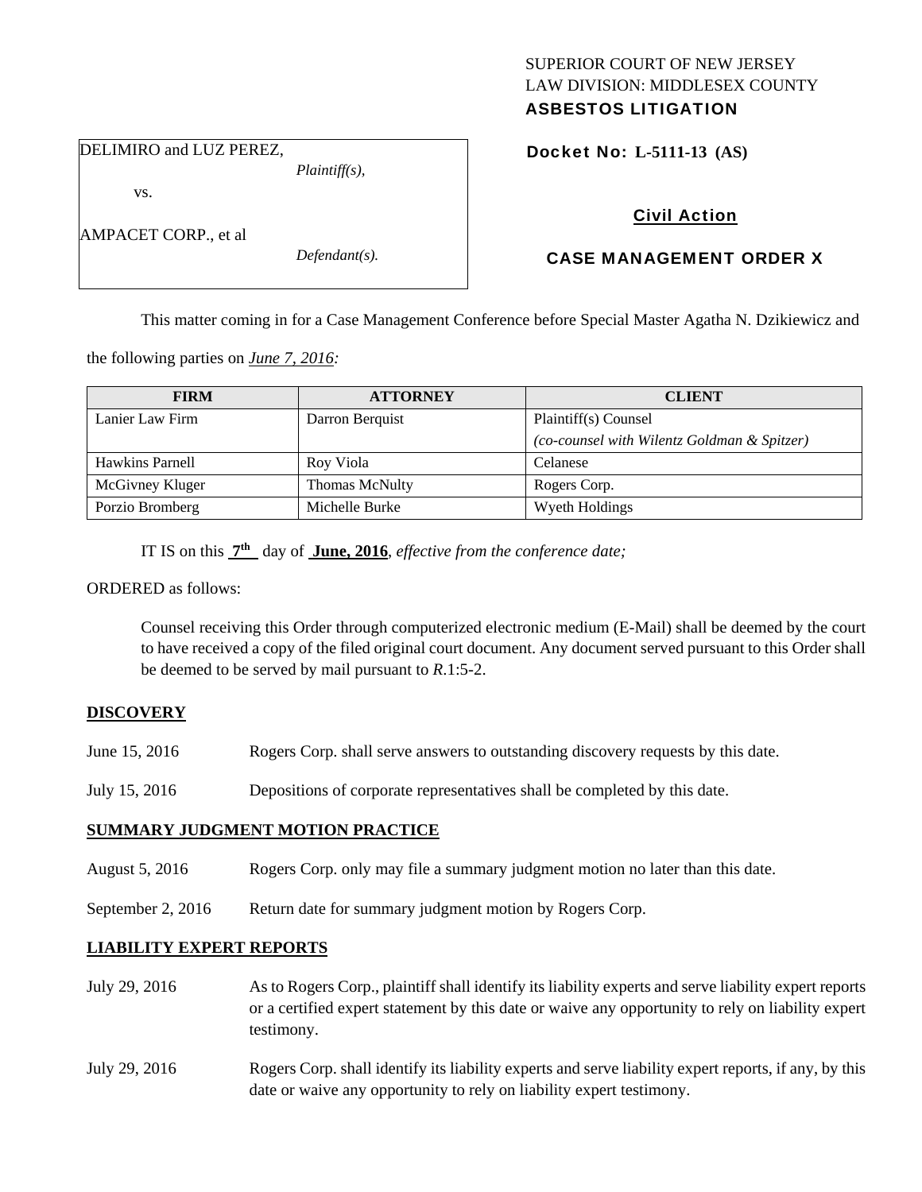SUPERIOR COURT OF NEW JERSEY
LAW DIVISION: MIDDLESEX COUNTY
**ASBESTOS LITIGATION**

DELIMIRO and LUZ PEREZ,
*Plaintiff(s),*

vs.

AMPACET CORP., et al
*Defendant(s).*

**Docket No: L-5111-13 (AS)**

**Civil Action**

**CASE MANAGEMENT ORDER X**

This matter coming in for a Case Management Conference before Special Master Agatha N. Dzikiewicz and the following parties on *June 7, 2016:*

| FIRM | ATTORNEY | CLIENT |
|---|---|---|
| Lanier Law Firm | Darron Berquist | Plaintiff(s) Counsel *(co-counsel with Wilentz Goldman & Spitzer)* |
| Hawkins Parnell | Roy Viola | Celanese |
| McGivney Kluger | Thomas McNulty | Rogers Corp. |
| Porzio Bromberg | Michelle Burke | Wyeth Holdings |

IT IS on this **7th** day of **June, 2016**, *effective from the conference date;*

ORDERED as follows:

Counsel receiving this Order through computerized electronic medium (E-Mail) shall be deemed by the court to have received a copy of the filed original court document. Any document served pursuant to this Order shall be deemed to be served by mail pursuant to *R*.1:5-2.

**DISCOVERY**

June 15, 2016 — Rogers Corp. shall serve answers to outstanding discovery requests by this date.

July 15, 2016 — Depositions of corporate representatives shall be completed by this date.

**SUMMARY JUDGMENT MOTION PRACTICE**

August 5, 2016 — Rogers Corp. only may file a summary judgment motion no later than this date.

September 2, 2016 — Return date for summary judgment motion by Rogers Corp.

**LIABILITY EXPERT REPORTS**

July 29, 2016 — As to Rogers Corp., plaintiff shall identify its liability experts and serve liability expert reports or a certified expert statement by this date or waive any opportunity to rely on liability expert testimony.

July 29, 2016 — Rogers Corp. shall identify its liability experts and serve liability expert reports, if any, by this date or waive any opportunity to rely on liability expert testimony.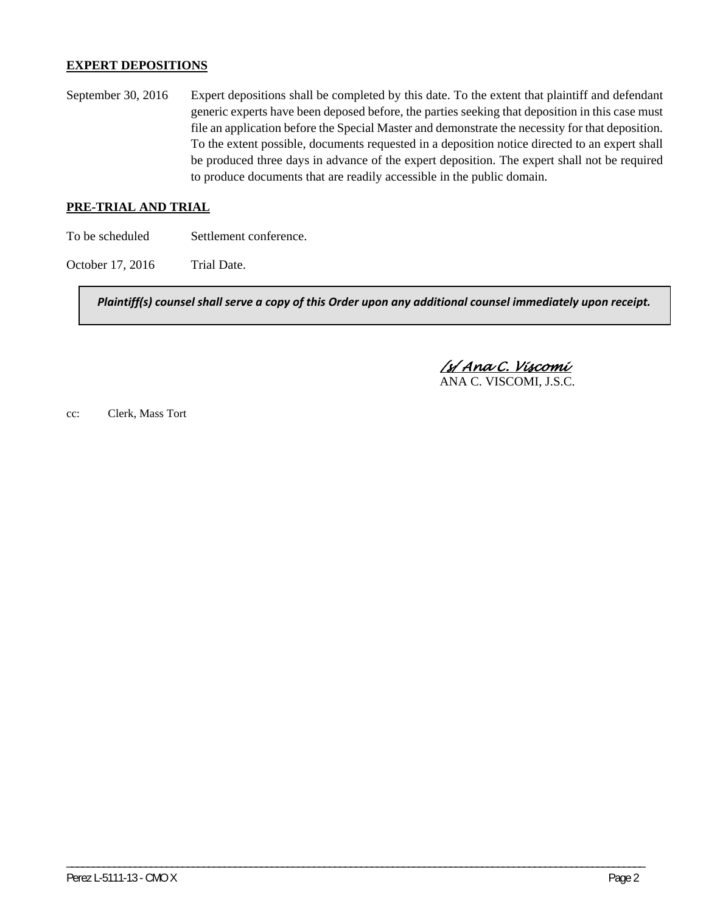**EXPERT DEPOSITIONS**

| | |
|---|---|
| September 30, 2016 | Expert depositions shall be completed by this date. To the extent that plaintiff and defendant generic experts have been deposed before, the parties seeking that deposition in this case must file an application before the Special Master and demonstrate the necessity for that deposition. To the extent possible, documents requested in a deposition notice directed to an expert shall be produced three days in advance of the expert deposition. The expert shall not be required to produce documents that are readily accessible in the public domain. |

**PRE-TRIAL AND TRIAL**

| | |
|---|---|
| To be scheduled | Settlement conference. |
| October 17, 2016 | Trial Date. |

***Plaintiff(s) counsel shall serve a copy of this Order upon any additional counsel immediately upon receipt.***

/s/ Ana C. Viscomi
ANA C. VISCOMI, J.S.C.

cc: Clerk, Mass Tort